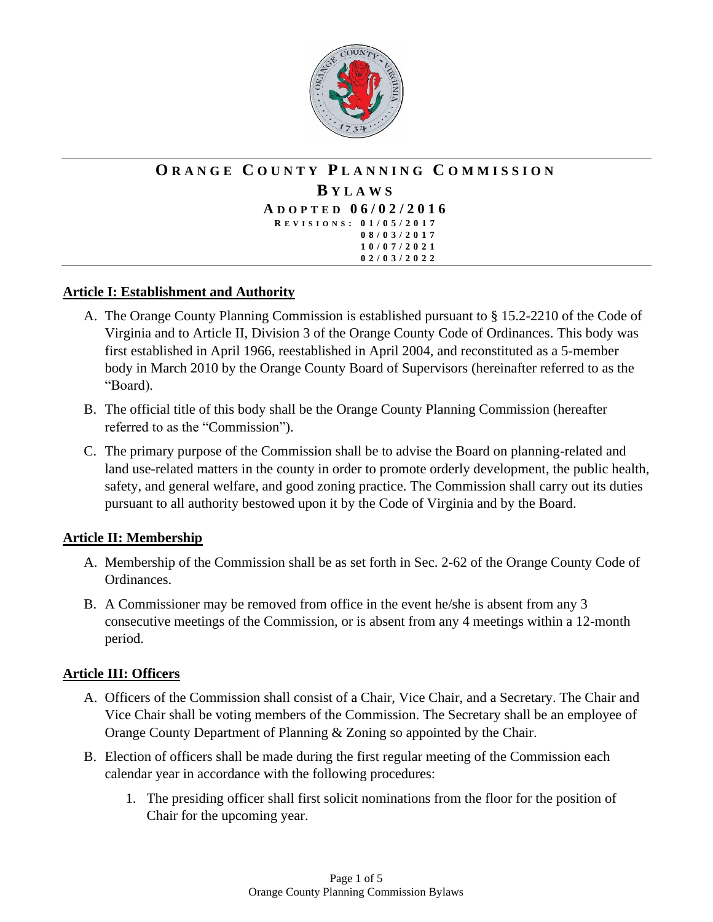# ORANGE COUNTY PLANNING COMMISSION

## BYLAWS

### ADOPTED 06/02/2016

REVISIONS: 01/05/2017
08/03/2017
10/07/2021
02/03/2022

## Article I: Establishment and Authority

A. The Orange County Planning Commission is established pursuant to § 15.2-2210 of the Code of Virginia and to Article II, Division 3 of the Orange County Code of Ordinances. This body was first established in April 1966, reestablished in April 2004, and reconstituted as a 5-member body in March 2010 by the Orange County Board of Supervisors (hereinafter referred to as the "Board).

B. The official title of this body shall be the Orange County Planning Commission (hereafter referred to as the "Commission").

C. The primary purpose of the Commission shall be to advise the Board on planning-related and land use-related matters in the county in order to promote orderly development, the public health, safety, and general welfare, and good zoning practice. The Commission shall carry out its duties pursuant to all authority bestowed upon it by the Code of Virginia and by the Board.

## Article II: Membership

A. Membership of the Commission shall be as set forth in Sec. 2-62 of the Orange County Code of Ordinances.

B. A Commissioner may be removed from office in the event he/she is absent from any 3 consecutive meetings of the Commission, or is absent from any 4 meetings within a 12-month period.

## Article III: Officers

A. Officers of the Commission shall consist of a Chair, Vice Chair, and a Secretary. The Chair and Vice Chair shall be voting members of the Commission. The Secretary shall be an employee of Orange County Department of Planning & Zoning so appointed by the Chair.

B. Election of officers shall be made during the first regular meeting of the Commission each calendar year in accordance with the following procedures:

   1. The presiding officer shall first solicit nominations from the floor for the position of Chair for the upcoming year.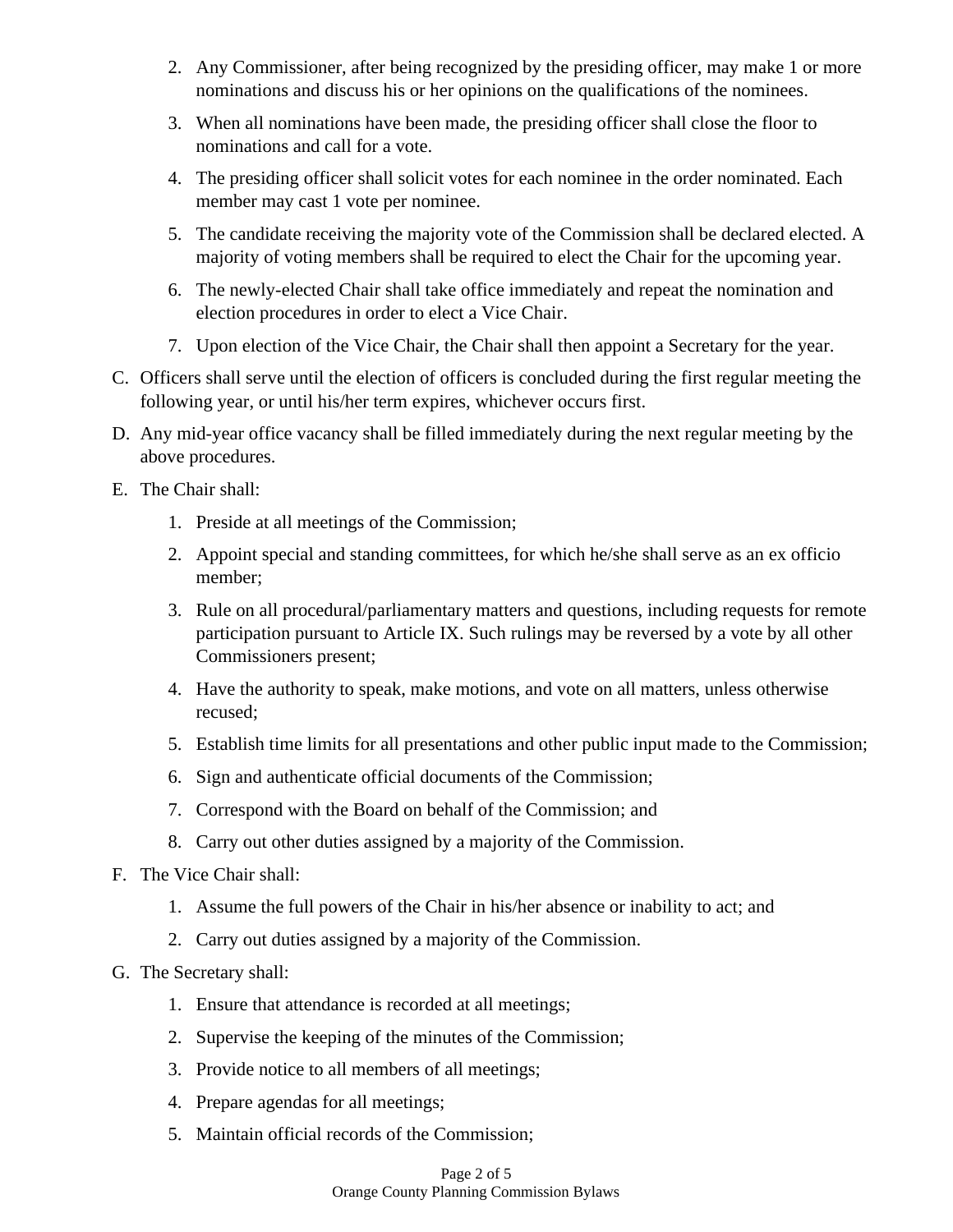2. Any Commissioner, after being recognized by the presiding officer, may make 1 or more nominations and discuss his or her opinions on the qualifications of the nominees.
3. When all nominations have been made, the presiding officer shall close the floor to nominations and call for a vote.
4. The presiding officer shall solicit votes for each nominee in the order nominated. Each member may cast 1 vote per nominee.
5. The candidate receiving the majority vote of the Commission shall be declared elected. A majority of voting members shall be required to elect the Chair for the upcoming year.
6. The newly-elected Chair shall take office immediately and repeat the nomination and election procedures in order to elect a Vice Chair.
7. Upon election of the Vice Chair, the Chair shall then appoint a Secretary for the year.

C. Officers shall serve until the election of officers is concluded during the first regular meeting the following year, or until his/her term expires, whichever occurs first.

D. Any mid-year office vacancy shall be filled immediately during the next regular meeting by the above procedures.

E. The Chair shall:

1. Preside at all meetings of the Commission;
2. Appoint special and standing committees, for which he/she shall serve as an ex officio member;
3. Rule on all procedural/parliamentary matters and questions, including requests for remote participation pursuant to Article IX. Such rulings may be reversed by a vote by all other Commissioners present;
4. Have the authority to speak, make motions, and vote on all matters, unless otherwise recused;
5. Establish time limits for all presentations and other public input made to the Commission;
6. Sign and authenticate official documents of the Commission;
7. Correspond with the Board on behalf of the Commission; and
8. Carry out other duties assigned by a majority of the Commission.

F. The Vice Chair shall:

1. Assume the full powers of the Chair in his/her absence or inability to act; and
2. Carry out duties assigned by a majority of the Commission.

G. The Secretary shall:

1. Ensure that attendance is recorded at all meetings;
2. Supervise the keeping of the minutes of the Commission;
3. Provide notice to all members of all meetings;
4. Prepare agendas for all meetings;
5. Maintain official records of the Commission;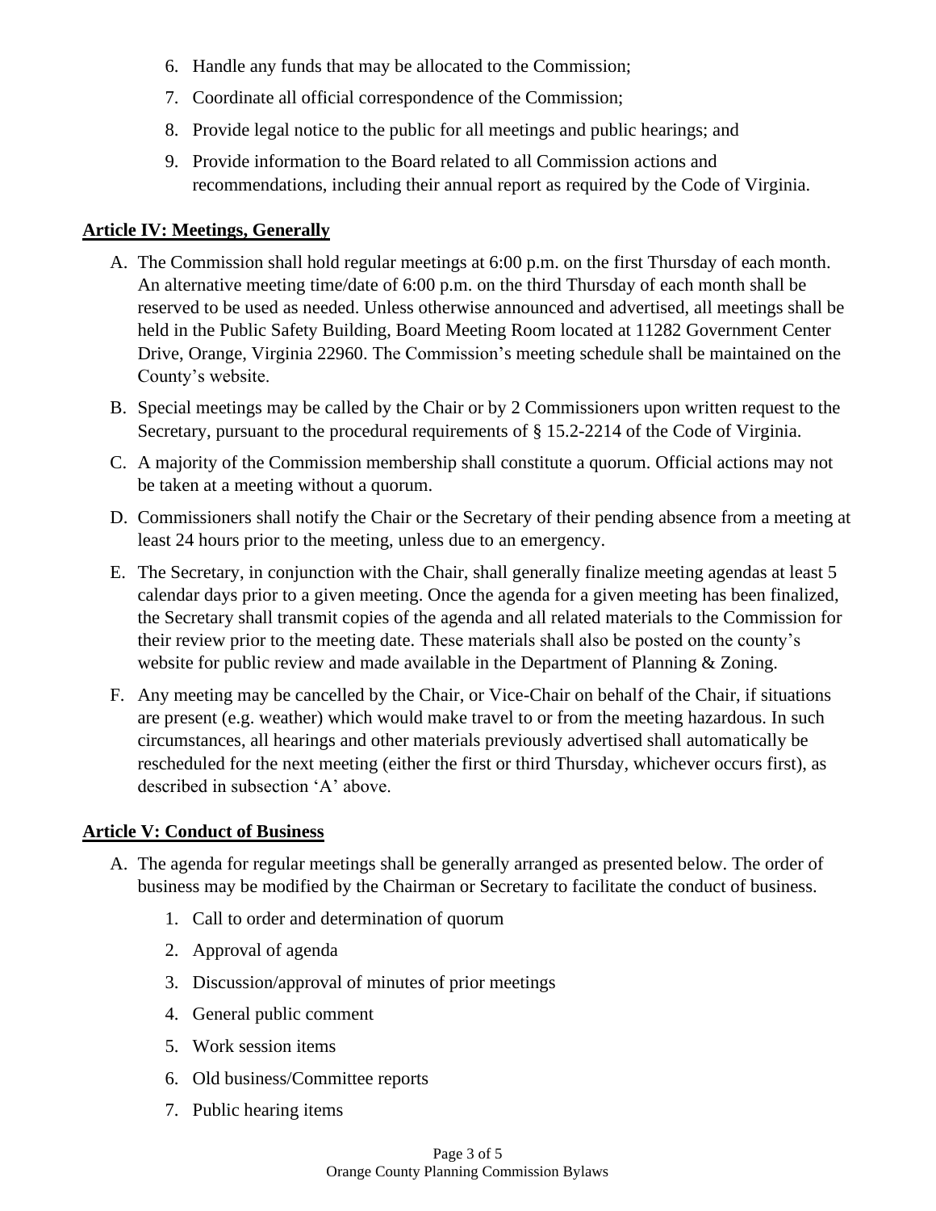6. Handle any funds that may be allocated to the Commission;
7. Coordinate all official correspondence of the Commission;
8. Provide legal notice to the public for all meetings and public hearings; and
9. Provide information to the Board related to all Commission actions and recommendations, including their annual report as required by the Code of Virginia.

## **Article IV: Meetings, Generally**

A. The Commission shall hold regular meetings at 6:00 p.m. on the first Thursday of each month. An alternative meeting time/date of 6:00 p.m. on the third Thursday of each month shall be reserved to be used as needed. Unless otherwise announced and advertised, all meetings shall be held in the Public Safety Building, Board Meeting Room located at 11282 Government Center Drive, Orange, Virginia 22960. The Commission's meeting schedule shall be maintained on the County's website.

B. Special meetings may be called by the Chair or by 2 Commissioners upon written request to the Secretary, pursuant to the procedural requirements of § 15.2-2214 of the Code of Virginia.

C. A majority of the Commission membership shall constitute a quorum. Official actions may not be taken at a meeting without a quorum.

D. Commissioners shall notify the Chair or the Secretary of their pending absence from a meeting at least 24 hours prior to the meeting, unless due to an emergency.

E. The Secretary, in conjunction with the Chair, shall generally finalize meeting agendas at least 5 calendar days prior to a given meeting. Once the agenda for a given meeting has been finalized, the Secretary shall transmit copies of the agenda and all related materials to the Commission for their review prior to the meeting date. These materials shall also be posted on the county's website for public review and made available in the Department of Planning & Zoning.

F. Any meeting may be cancelled by the Chair, or Vice-Chair on behalf of the Chair, if situations are present (e.g. weather) which would make travel to or from the meeting hazardous. In such circumstances, all hearings and other materials previously advertised shall automatically be rescheduled for the next meeting (either the first or third Thursday, whichever occurs first), as described in subsection 'A' above.

## **Article V: Conduct of Business**

A. The agenda for regular meetings shall be generally arranged as presented below. The order of business may be modified by the Chairman or Secretary to facilitate the conduct of business.

   1. Call to order and determination of quorum
   2. Approval of agenda
   3. Discussion/approval of minutes of prior meetings
   4. General public comment
   5. Work session items
   6. Old business/Committee reports
   7. Public hearing items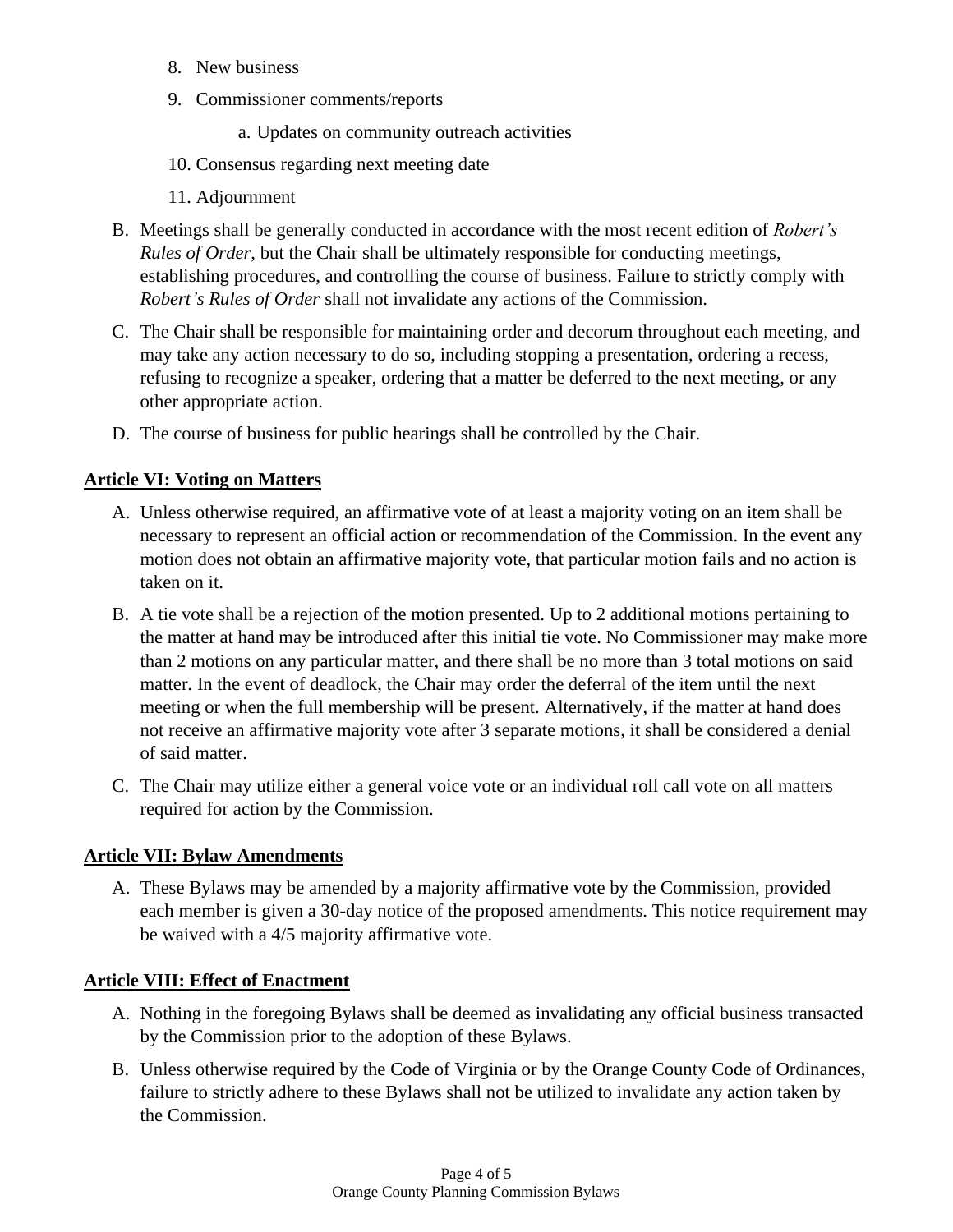8. New business
9. Commissioner comments/reports
    a. Updates on community outreach activities
10. Consensus regarding next meeting date
11. Adjournment

B. Meetings shall be generally conducted in accordance with the most recent edition of *Robert's Rules of Order*, but the Chair shall be ultimately responsible for conducting meetings, establishing procedures, and controlling the course of business. Failure to strictly comply with *Robert's Rules of Order* shall not invalidate any actions of the Commission.

C. The Chair shall be responsible for maintaining order and decorum throughout each meeting, and may take any action necessary to do so, including stopping a presentation, ordering a recess, refusing to recognize a speaker, ordering that a matter be deferred to the next meeting, or any other appropriate action.

D. The course of business for public hearings shall be controlled by the Chair.

## Article VI: Voting on Matters

A. Unless otherwise required, an affirmative vote of at least a majority voting on an item shall be necessary to represent an official action or recommendation of the Commission. In the event any motion does not obtain an affirmative majority vote, that particular motion fails and no action is taken on it.

B. A tie vote shall be a rejection of the motion presented. Up to 2 additional motions pertaining to the matter at hand may be introduced after this initial tie vote. No Commissioner may make more than 2 motions on any particular matter, and there shall be no more than 3 total motions on said matter. In the event of deadlock, the Chair may order the deferral of the item until the next meeting or when the full membership will be present. Alternatively, if the matter at hand does not receive an affirmative majority vote after 3 separate motions, it shall be considered a denial of said matter.

C. The Chair may utilize either a general voice vote or an individual roll call vote on all matters required for action by the Commission.

## Article VII: Bylaw Amendments

A. These Bylaws may be amended by a majority affirmative vote by the Commission, provided each member is given a 30-day notice of the proposed amendments. This notice requirement may be waived with a 4/5 majority affirmative vote.

## Article VIII: Effect of Enactment

A. Nothing in the foregoing Bylaws shall be deemed as invalidating any official business transacted by the Commission prior to the adoption of these Bylaws.

B. Unless otherwise required by the Code of Virginia or by the Orange County Code of Ordinances, failure to strictly adhere to these Bylaws shall not be utilized to invalidate any action taken by the Commission.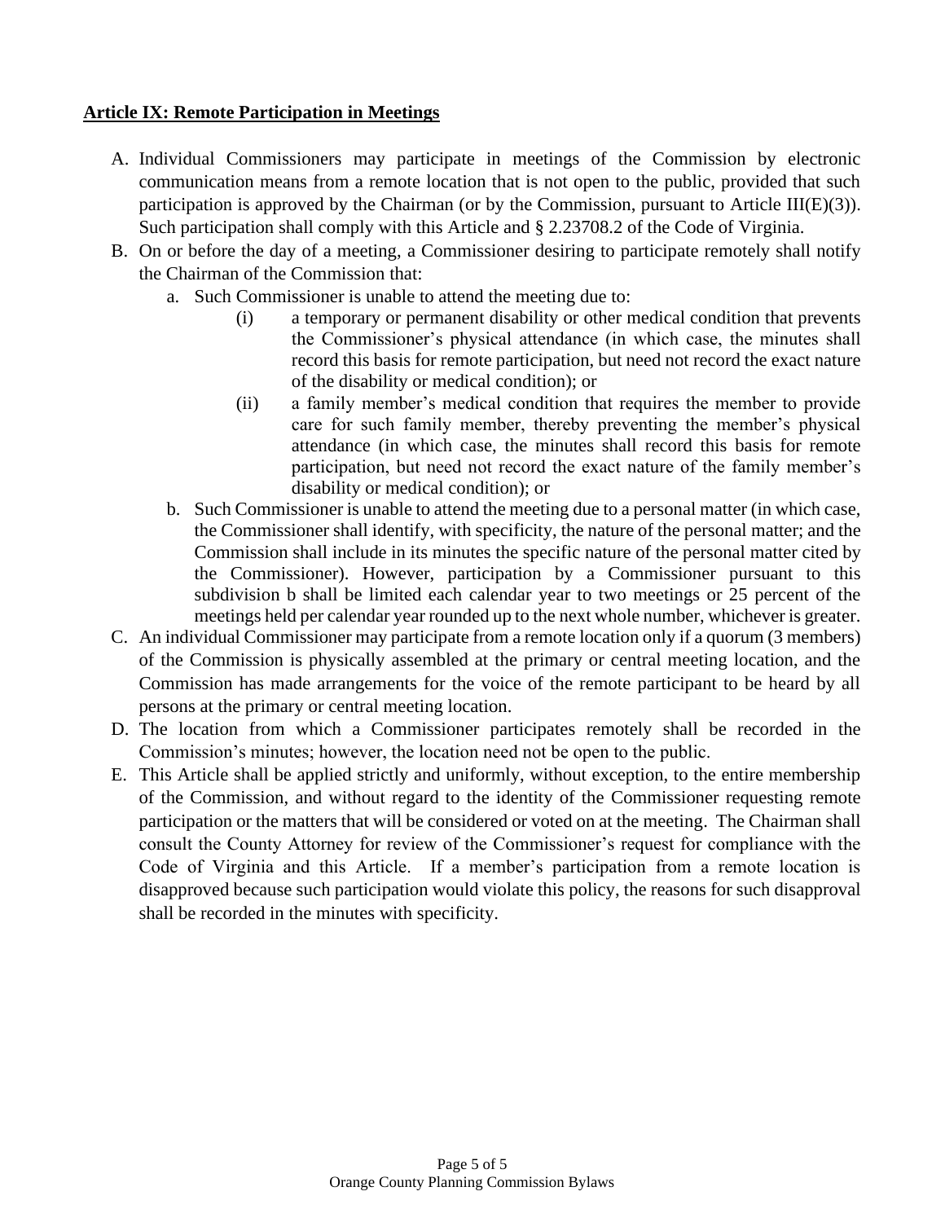## Article IX: Remote Participation in Meetings

A. Individual Commissioners may participate in meetings of the Commission by electronic communication means from a remote location that is not open to the public, provided that such participation is approved by the Chairman (or by the Commission, pursuant to Article III(E)(3)). Such participation shall comply with this Article and § 2.23708.2 of the Code of Virginia.

B. On or before the day of a meeting, a Commissioner desiring to participate remotely shall notify the Chairman of the Commission that:

   a. Such Commissioner is unable to attend the meeting due to:

      (i) a temporary or permanent disability or other medical condition that prevents the Commissioner's physical attendance (in which case, the minutes shall record this basis for remote participation, but need not record the exact nature of the disability or medical condition); or

      (ii) a family member's medical condition that requires the member to provide care for such family member, thereby preventing the member's physical attendance (in which case, the minutes shall record this basis for remote participation, but need not record the exact nature of the family member's disability or medical condition); or

   b. Such Commissioner is unable to attend the meeting due to a personal matter (in which case, the Commissioner shall identify, with specificity, the nature of the personal matter; and the Commission shall include in its minutes the specific nature of the personal matter cited by the Commissioner). However, participation by a Commissioner pursuant to this subdivision b shall be limited each calendar year to two meetings or 25 percent of the meetings held per calendar year rounded up to the next whole number, whichever is greater.

C. An individual Commissioner may participate from a remote location only if a quorum (3 members) of the Commission is physically assembled at the primary or central meeting location, and the Commission has made arrangements for the voice of the remote participant to be heard by all persons at the primary or central meeting location.

D. The location from which a Commissioner participates remotely shall be recorded in the Commission's minutes; however, the location need not be open to the public.

E. This Article shall be applied strictly and uniformly, without exception, to the entire membership of the Commission, and without regard to the identity of the Commissioner requesting remote participation or the matters that will be considered or voted on at the meeting. The Chairman shall consult the County Attorney for review of the Commissioner's request for compliance with the Code of Virginia and this Article. If a member's participation from a remote location is disapproved because such participation would violate this policy, the reasons for such disapproval shall be recorded in the minutes with specificity.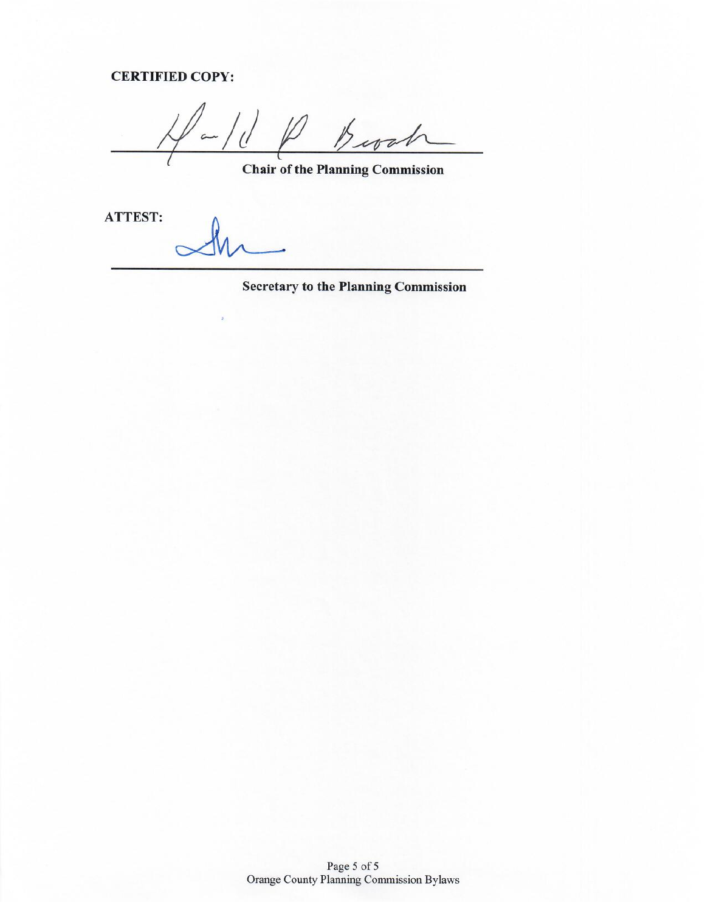**CERTIFIED COPY:**

\_\_\_\_\_\_\_\_\_\_\_\_\_\_\_\_\_\_\_\_\_\_\_\_\_\_\_\_\_\_\_\_\_\_\_\_\_\_\_\_

**Chair of the Planning Commission**

**ATTEST:**

\_\_\_\_\_\_\_\_\_\_\_\_\_\_\_\_\_\_\_\_\_\_\_\_\_\_\_\_\_\_\_\_\_\_\_\_\_\_\_\_

**Secretary to the Planning Commission**